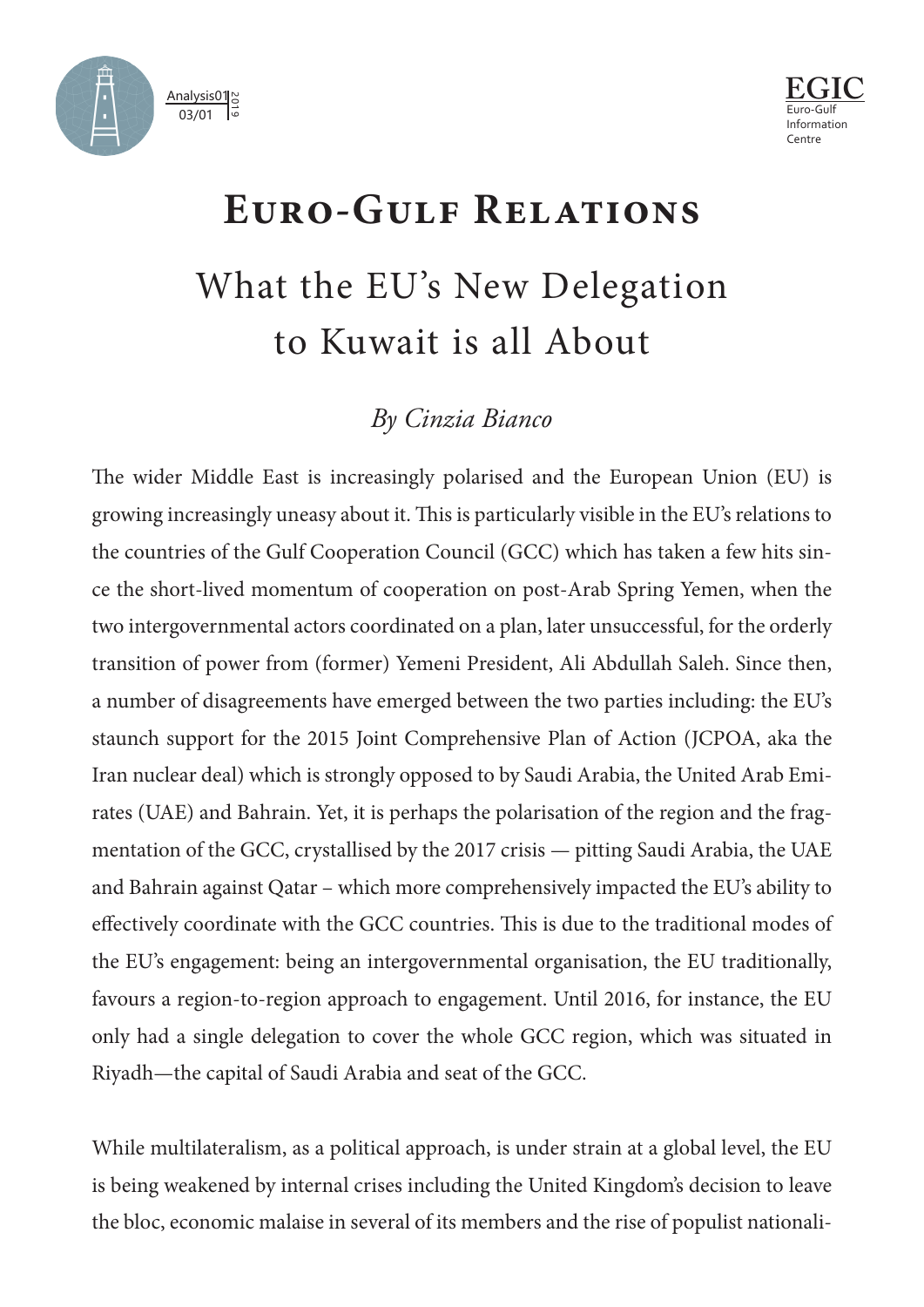# Euro-Gulf Relations

## What the EU's New Delegation to Kuwait is all About

*By Cinzia Bianco*

The wider Middle East is increasingly polarised and the European Union (EU) is growing increasingly uneasy about it. This is particularly visible in the EU's relations to the countries of the Gulf Cooperation Council (GCC) which has taken a few hits since the short-lived momentum of cooperation on post-Arab Spring Yemen, when the two intergovernmental actors coordinated on a plan, later unsuccessful, for the orderly transition of power from (former) Yemeni President, Ali Abdullah Saleh. Since then, a number of disagreements have emerged between the two parties including: the EU's staunch support for the 2015 Joint Comprehensive Plan of Action (JCPOA, aka the Iran nuclear deal) which is strongly opposed to by Saudi Arabia, the United Arab Emirates (UAE) and Bahrain. Yet, it is perhaps the polarisation of the region and the fragmentation of the GCC, crystallised by the 2017 crisis — pitting Saudi Arabia, the UAE and Bahrain against Qatar – which more comprehensively impacted the EU's ability to effectively coordinate with the GCC countries. This is due to the traditional modes of the EU's engagement: being an intergovernmental organisation, the EU traditionally, favours a region-to-region approach to engagement. Until 2016, for instance, the EU only had a single delegation to cover the whole GCC region, which was situated in Riyadh—the capital of Saudi Arabia and seat of the GCC.

While multilateralism, as a political approach, is under strain at a global level, the EU is being weakened by internal crises including the United Kingdom's decision to leave the bloc, economic malaise in several of its members and the rise of populist nationali-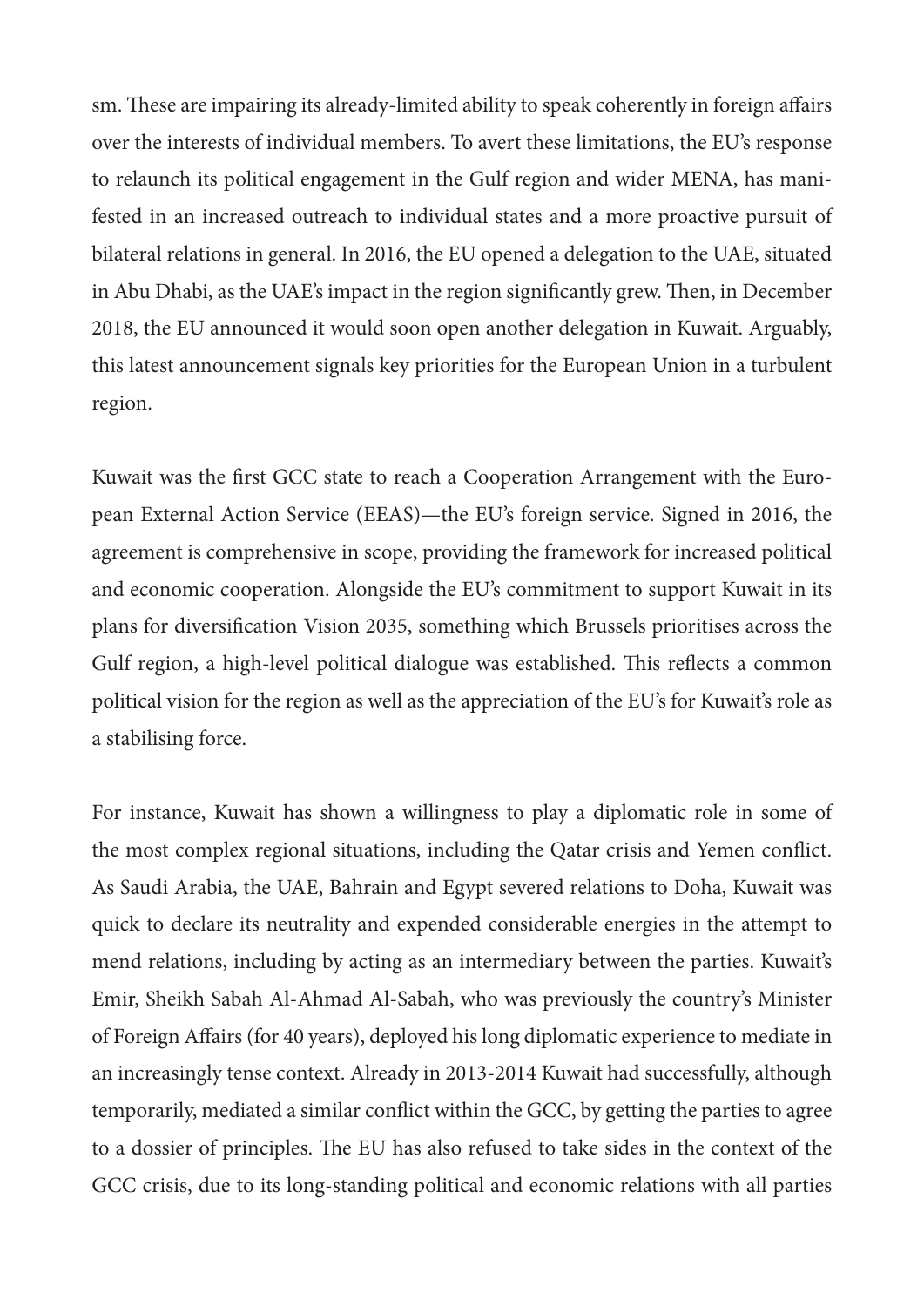sm. These are impairing its already-limited ability to speak coherently in foreign affairs over the interests of individual members. To avert these limitations, the EU's response to relaunch its political engagement in the Gulf region and wider MENA, has manifested in an increased outreach to individual states and a more proactive pursuit of bilateral relations in general. In 2016, the EU opened a delegation to the UAE, situated in Abu Dhabi, as the UAE's impact in the region significantly grew. Then, in December 2018, the EU announced it would soon open another delegation in Kuwait. Arguably, this latest announcement signals key priorities for the European Union in a turbulent region.

Kuwait was the first GCC state to reach a Cooperation Arrangement with the European External Action Service (EEAS)—the EU's foreign service. Signed in 2016, the agreement is comprehensive in scope, providing the framework for increased political and economic cooperation. Alongside the EU's commitment to support Kuwait in its plans for diversification Vision 2035, something which Brussels prioritises across the Gulf region, a high-level political dialogue was established. This reflects a common political vision for the region as well as the appreciation of the EU's for Kuwait's role as a stabilising force.

For instance, Kuwait has shown a willingness to play a diplomatic role in some of the most complex regional situations, including the Qatar crisis and Yemen conflict. As Saudi Arabia, the UAE, Bahrain and Egypt severed relations to Doha, Kuwait was quick to declare its neutrality and expended considerable energies in the attempt to mend relations, including by acting as an intermediary between the parties. Kuwait's Emir, Sheikh Sabah Al-Ahmad Al-Sabah, who was previously the country's Minister of Foreign Affairs (for 40 years), deployed his long diplomatic experience to mediate in an increasingly tense context. Already in 2013-2014 Kuwait had successfully, although temporarily, mediated a similar conflict within the GCC, by getting the parties to agree to a dossier of principles. The EU has also refused to take sides in the context of the GCC crisis, due to its long-standing political and economic relations with all parties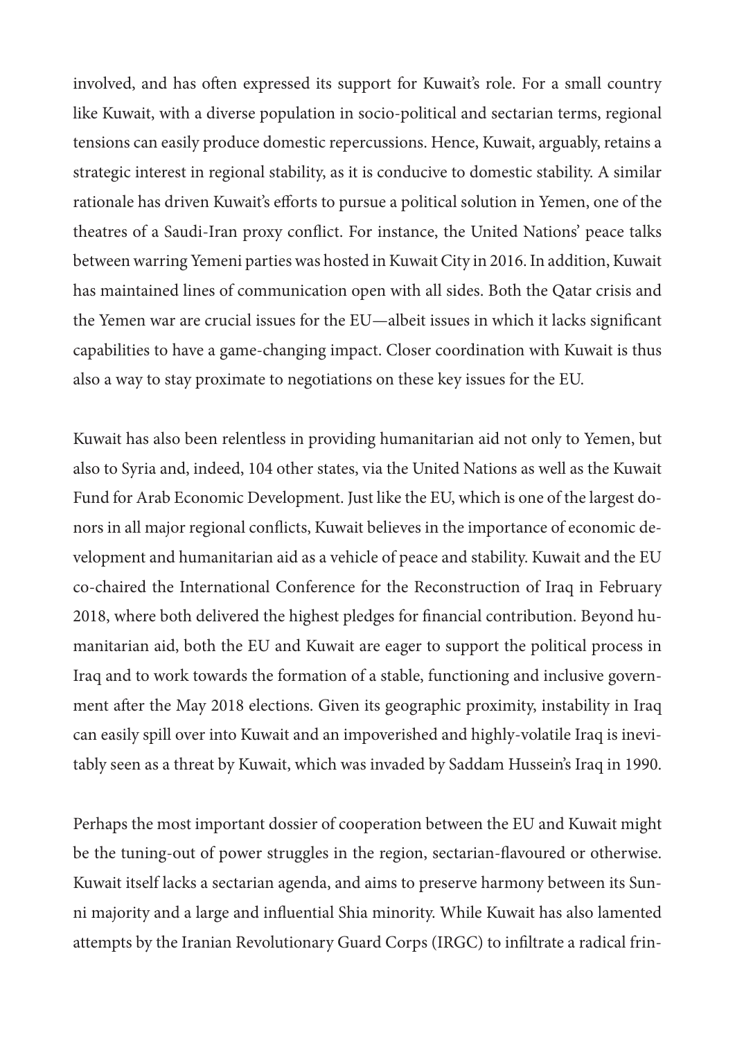involved, and has often expressed its support for Kuwait's role. For a small country like Kuwait, with a diverse population in socio-political and sectarian terms, regional tensions can easily produce domestic repercussions. Hence, Kuwait, arguably, retains a strategic interest in regional stability, as it is conducive to domestic stability. A similar rationale has driven Kuwait's efforts to pursue a political solution in Yemen, one of the theatres of a Saudi-Iran proxy conflict. For instance, the United Nations' peace talks between warring Yemeni parties was hosted in Kuwait City in 2016. In addition, Kuwait has maintained lines of communication open with all sides. Both the Qatar crisis and the Yemen war are crucial issues for the EU—albeit issues in which it lacks significant capabilities to have a game-changing impact. Closer coordination with Kuwait is thus also a way to stay proximate to negotiations on these key issues for the EU.

Kuwait has also been relentless in providing humanitarian aid not only to Yemen, but also to Syria and, indeed, 104 other states, via the United Nations as well as the Kuwait Fund for Arab Economic Development. Just like the EU, which is one of the largest donors in all major regional conflicts, Kuwait believes in the importance of economic development and humanitarian aid as a vehicle of peace and stability. Kuwait and the EU co-chaired the International Conference for the Reconstruction of Iraq in February 2018, where both delivered the highest pledges for financial contribution. Beyond humanitarian aid, both the EU and Kuwait are eager to support the political process in Iraq and to work towards the formation of a stable, functioning and inclusive government after the May 2018 elections. Given its geographic proximity, instability in Iraq can easily spill over into Kuwait and an impoverished and highly-volatile Iraq is inevitably seen as a threat by Kuwait, which was invaded by Saddam Hussein's Iraq in 1990.

Perhaps the most important dossier of cooperation between the EU and Kuwait might be the tuning-out of power struggles in the region, sectarian-flavoured or otherwise. Kuwait itself lacks a sectarian agenda, and aims to preserve harmony between its Sunni majority and a large and influential Shia minority. While Kuwait has also lamented attempts by the Iranian Revolutionary Guard Corps (IRGC) to infiltrate a radical frin-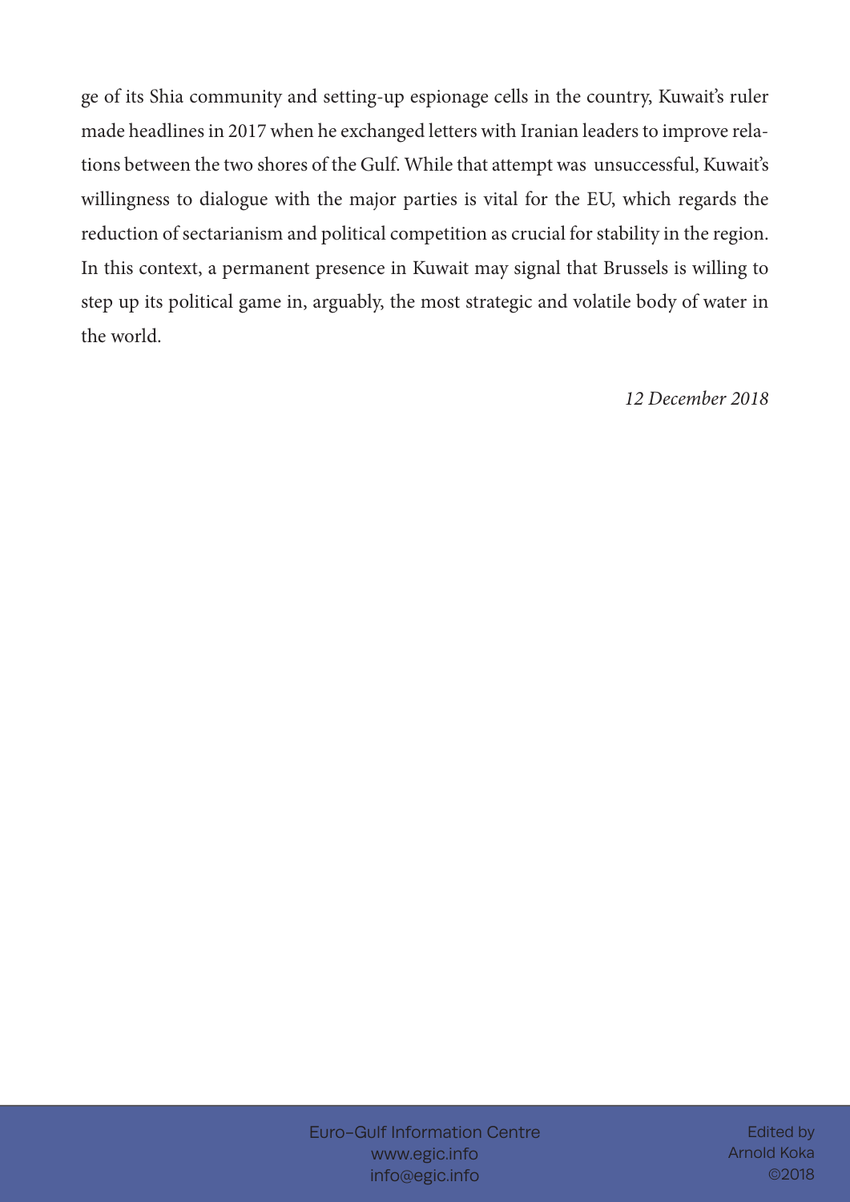ge of its Shia community and setting-up espionage cells in the country, Kuwait's ruler made headlines in 2017 when he exchanged letters with Iranian leaders to improve relations between the two shores of the Gulf. While that attempt was unsuccessful, Kuwait's willingness to dialogue with the major parties is vital for the EU, which regards the reduction of sectarianism and political competition as crucial for stability in the region. In this context, a permanent presence in Kuwait may signal that Brussels is willing to step up its political game in, arguably, the most strategic and volatile body of water in the world.

*12 December 2018*

Euro-Gulf Information Centre
www.egic.info
info@egic.info

Edited by
Arnold Koka
©2018